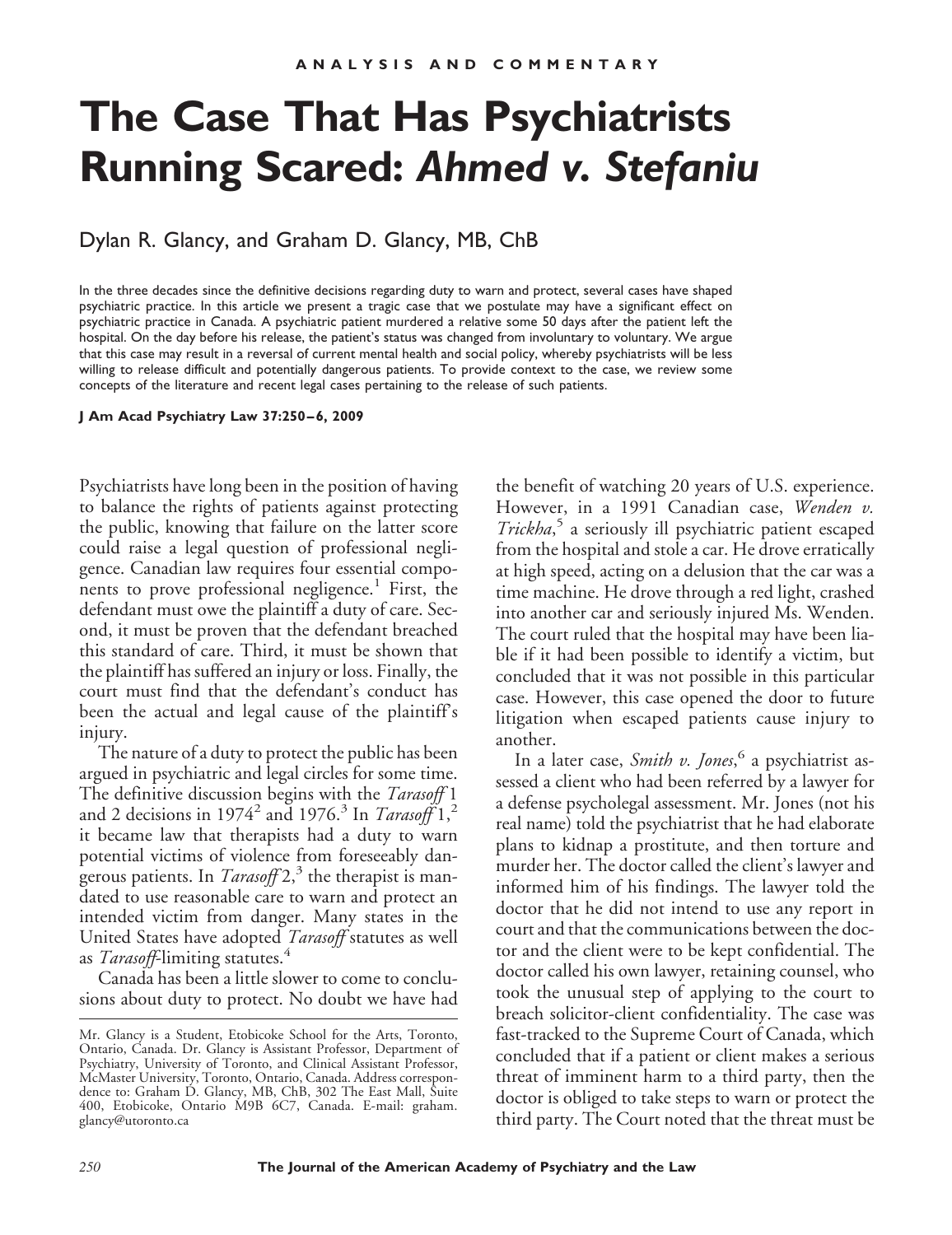ANALYSIS AND COMMENTARY

# The Case That Has Psychiatrists Running Scared: *Ahmed v. Stefaniu*

Dylan R. Glancy, and Graham D. Glancy, MB, ChB

In the three decades since the definitive decisions regarding duty to warn and protect, several cases have shaped psychiatric practice. In this article we present a tragic case that we postulate may have a significant effect on psychiatric practice in Canada. A psychiatric patient murdered a relative some 50 days after the patient left the hospital. On the day before his release, the patient's status was changed from involuntary to voluntary. We argue that this case may result in a reversal of current mental health and social policy, whereby psychiatrists will be less willing to release difficult and potentially dangerous patients. To provide context to the case, we review some concepts of the literature and recent legal cases pertaining to the release of such patients.

**J Am Acad Psychiatry Law 37:250–6, 2009**

Psychiatrists have long been in the position of having to balance the rights of patients against protecting the public, knowing that failure on the latter score could raise a legal question of professional negligence. Canadian law requires four essential components to prove professional negligence.[1] First, the defendant must owe the plaintiff a duty of care. Second, it must be proven that the defendant breached this standard of care. Third, it must be shown that the plaintiff has suffered an injury or loss. Finally, the court must find that the defendant's conduct has been the actual and legal cause of the plaintiff's injury.

The nature of a duty to protect the public has been argued in psychiatric and legal circles for some time. The definitive discussion begins with the *Tarasoff* 1 and 2 decisions in 1974[2] and 1976.[3] In *Tarasoff* 1,[2] it became law that therapists had a duty to warn potential victims of violence from foreseeably dangerous patients. In *Tarasoff* 2,[3] the therapist is mandated to use reasonable care to warn and protect an intended victim from danger. Many states in the United States have adopted *Tarasoff* statutes as well as *Tarasoff*-limiting statutes.[4]

Canada has been a little slower to come to conclusions about duty to protect. No doubt we have had the benefit of watching 20 years of U.S. experience. However, in a 1991 Canadian case, *Wenden v. Trickha*,[5] a seriously ill psychiatric patient escaped from the hospital and stole a car. He drove erratically at high speed, acting on a delusion that the car was a time machine. He drove through a red light, crashed into another car and seriously injured Ms. Wenden. The court ruled that the hospital may have been liable if it had been possible to identify a victim, but concluded that it was not possible in this particular case. However, this case opened the door to future litigation when escaped patients cause injury to another.

In a later case, *Smith v. Jones*,[6] a psychiatrist assessed a client who had been referred by a lawyer for a defense psycholegal assessment. Mr. Jones (not his real name) told the psychiatrist that he had elaborate plans to kidnap a prostitute, and then torture and murder her. The doctor called the client's lawyer and informed him of his findings. The lawyer told the doctor that he did not intend to use any report in court and that the communications between the doctor and the client were to be kept confidential. The doctor called his own lawyer, retaining counsel, who took the unusual step of applying to the court to breach solicitor-client confidentiality. The case was fast-tracked to the Supreme Court of Canada, which concluded that if a patient or client makes a serious threat of imminent harm to a third party, then the doctor is obliged to take steps to warn or protect the third party. The Court noted that the threat must be

Mr. Glancy is a Student, Etobicoke School for the Arts, Toronto, Ontario, Canada. Dr. Glancy is Assistant Professor, Department of Psychiatry, University of Toronto, and Clinical Assistant Professor, McMaster University, Toronto, Ontario, Canada. Address correspondence to: Graham D. Glancy, MB, ChB, 302 The East Mall, Suite 400, Etobicoke, Ontario M9B 6C7, Canada. E-mail: graham.glancy@utoronto.ca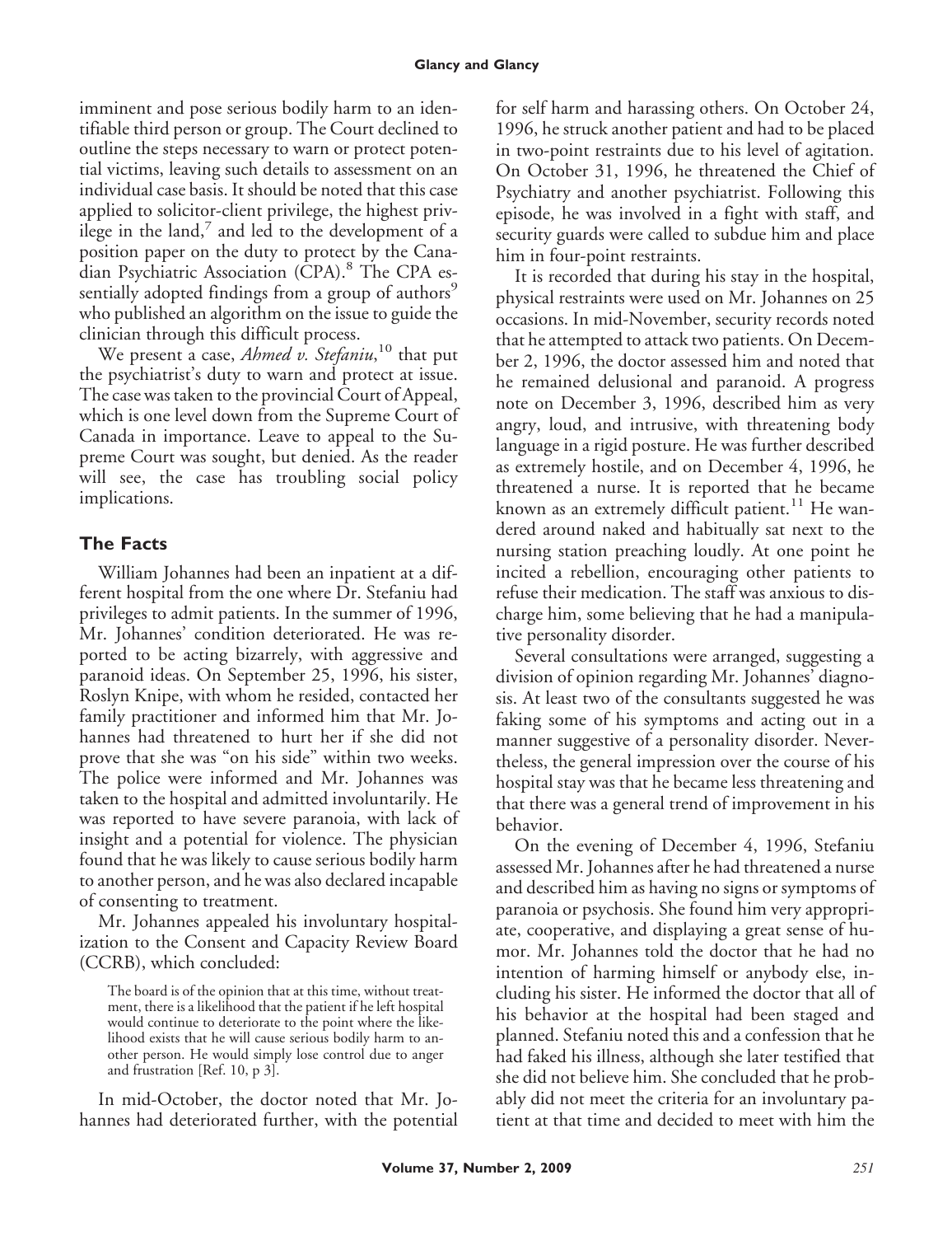imminent and pose serious bodily harm to an identifiable third person or group. The Court declined to outline the steps necessary to warn or protect potential victims, leaving such details to assessment on an individual case basis. It should be noted that this case applied to solicitor-client privilege, the highest privilege in the land,[7] and led to the development of a position paper on the duty to protect by the Canadian Psychiatric Association (CPA).[8] The CPA essentially adopted findings from a group of authors[9] who published an algorithm on the issue to guide the clinician through this difficult process.

We present a case, *Ahmed v. Stefaniu*,[10] that put the psychiatrist's duty to warn and protect at issue. The case was taken to the provincial Court of Appeal, which is one level down from the Supreme Court of Canada in importance. Leave to appeal to the Supreme Court was sought, but denied. As the reader will see, the case has troubling social policy implications.

## The Facts

William Johannes had been an inpatient at a different hospital from the one where Dr. Stefaniu had privileges to admit patients. In the summer of 1996, Mr. Johannes' condition deteriorated. He was reported to be acting bizarrely, with aggressive and paranoid ideas. On September 25, 1996, his sister, Roslyn Knipe, with whom he resided, contacted her family practitioner and informed him that Mr. Johannes had threatened to hurt her if she did not prove that she was "on his side" within two weeks. The police were informed and Mr. Johannes was taken to the hospital and admitted involuntarily. He was reported to have severe paranoia, with lack of insight and a potential for violence. The physician found that he was likely to cause serious bodily harm to another person, and he was also declared incapable of consenting to treatment.

Mr. Johannes appealed his involuntary hospitalization to the Consent and Capacity Review Board (CCRB), which concluded:

> The board is of the opinion that at this time, without treatment, there is a likelihood that the patient if he left hospital would continue to deteriorate to the point where the likelihood exists that he will cause serious bodily harm to another person. He would simply lose control due to anger and frustration [Ref. 10, p 3].

In mid-October, the doctor noted that Mr. Johannes had deteriorated further, with the potential for self harm and harassing others. On October 24, 1996, he struck another patient and had to be placed in two-point restraints due to his level of agitation. On October 31, 1996, he threatened the Chief of Psychiatry and another psychiatrist. Following this episode, he was involved in a fight with staff, and security guards were called to subdue him and place him in four-point restraints.

It is recorded that during his stay in the hospital, physical restraints were used on Mr. Johannes on 25 occasions. In mid-November, security records noted that he attempted to attack two patients. On December 2, 1996, the doctor assessed him and noted that he remained delusional and paranoid. A progress note on December 3, 1996, described him as very angry, loud, and intrusive, with threatening body language in a rigid posture. He was further described as extremely hostile, and on December 4, 1996, he threatened a nurse. It is reported that he became known as an extremely difficult patient.[11] He wandered around naked and habitually sat next to the nursing station preaching loudly. At one point he incited a rebellion, encouraging other patients to refuse their medication. The staff was anxious to discharge him, some believing that he had a manipulative personality disorder.

Several consultations were arranged, suggesting a division of opinion regarding Mr. Johannes' diagnosis. At least two of the consultants suggested he was faking some of his symptoms and acting out in a manner suggestive of a personality disorder. Nevertheless, the general impression over the course of his hospital stay was that he became less threatening and that there was a general trend of improvement in his behavior.

On the evening of December 4, 1996, Stefaniu assessed Mr. Johannes after he had threatened a nurse and described him as having no signs or symptoms of paranoia or psychosis. She found him very appropriate, cooperative, and displaying a great sense of humor. Mr. Johannes told the doctor that he had no intention of harming himself or anybody else, including his sister. He informed the doctor that all of his behavior at the hospital had been staged and planned. Stefaniu noted this and a confession that he had faked his illness, although she later testified that she did not believe him. She concluded that he probably did not meet the criteria for an involuntary patient at that time and decided to meet with him the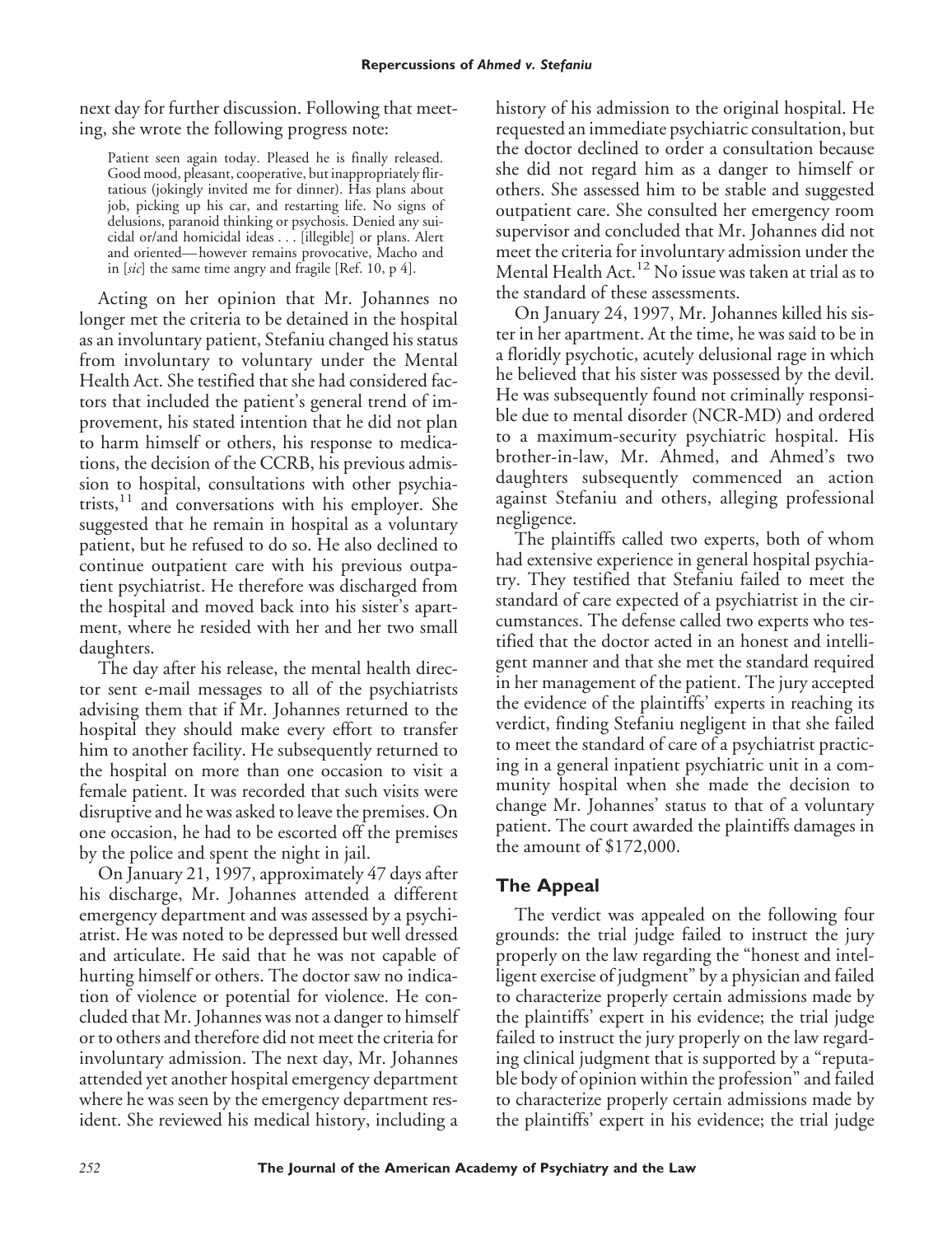next day for further discussion. Following that meeting, she wrote the following progress note:

> Patient seen again today. Pleased he is finally released. Good mood, pleasant, cooperative, but inappropriately flirtatious (jokingly invited me for dinner). Has plans about job, picking up his car, and restarting life. No signs of delusions, paranoid thinking or psychosis. Denied any suicidal or/and homicidal ideas . . . [illegible] or plans. Alert and oriented—however remains provocative, Macho and in [*sic*] the same time angry and fragile [Ref. 10, p 4].

Acting on her opinion that Mr. Johannes no longer met the criteria to be detained in the hospital as an involuntary patient, Stefaniu changed his status from involuntary to voluntary under the Mental Health Act. She testified that she had considered factors that included the patient's general trend of improvement, his stated intention that he did not plan to harm himself or others, his response to medications, the decision of the CCRB, his previous admission to hospital, consultations with other psychiatrists,[11] and conversations with his employer. She suggested that he remain in hospital as a voluntary patient, but he refused to do so. He also declined to continue outpatient care with his previous outpatient psychiatrist. He therefore was discharged from the hospital and moved back into his sister's apartment, where he resided with her and her two small daughters.

The day after his release, the mental health director sent e-mail messages to all of the psychiatrists advising them that if Mr. Johannes returned to the hospital they should make every effort to transfer him to another facility. He subsequently returned to the hospital on more than one occasion to visit a female patient. It was recorded that such visits were disruptive and he was asked to leave the premises. On one occasion, he had to be escorted off the premises by the police and spent the night in jail.

On January 21, 1997, approximately 47 days after his discharge, Mr. Johannes attended a different emergency department and was assessed by a psychiatrist. He was noted to be depressed but well dressed and articulate. He said that he was not capable of hurting himself or others. The doctor saw no indication of violence or potential for violence. He concluded that Mr. Johannes was not a danger to himself or to others and therefore did not meet the criteria for involuntary admission. The next day, Mr. Johannes attended yet another hospital emergency department where he was seen by the emergency department resident. She reviewed his medical history, including a history of his admission to the original hospital. He requested an immediate psychiatric consultation, but the doctor declined to order a consultation because she did not regard him as a danger to himself or others. She assessed him to be stable and suggested outpatient care. She consulted her emergency room supervisor and concluded that Mr. Johannes did not meet the criteria for involuntary admission under the Mental Health Act.[12] No issue was taken at trial as to the standard of these assessments.

On January 24, 1997, Mr. Johannes killed his sister in her apartment. At the time, he was said to be in a floridly psychotic, acutely delusional rage in which he believed that his sister was possessed by the devil. He was subsequently found not criminally responsible due to mental disorder (NCR-MD) and ordered to a maximum-security psychiatric hospital. His brother-in-law, Mr. Ahmed, and Ahmed's two daughters subsequently commenced an action against Stefaniu and others, alleging professional negligence.

The plaintiffs called two experts, both of whom had extensive experience in general hospital psychiatry. They testified that Stefaniu failed to meet the standard of care expected of a psychiatrist in the circumstances. The defense called two experts who testified that the doctor acted in an honest and intelligent manner and that she met the standard required in her management of the patient. The jury accepted the evidence of the plaintiffs' experts in reaching its verdict, finding Stefaniu negligent in that she failed to meet the standard of care of a psychiatrist practicing in a general inpatient psychiatric unit in a community hospital when she made the decision to change Mr. Johannes' status to that of a voluntary patient. The court awarded the plaintiffs damages in the amount of $172,000.

## The Appeal

The verdict was appealed on the following four grounds: the trial judge failed to instruct the jury properly on the law regarding the "honest and intelligent exercise of judgment" by a physician and failed to characterize properly certain admissions made by the plaintiffs' expert in his evidence; the trial judge failed to instruct the jury properly on the law regarding clinical judgment that is supported by a "reputable body of opinion within the profession" and failed to characterize properly certain admissions made by the plaintiffs' expert in his evidence; the trial judge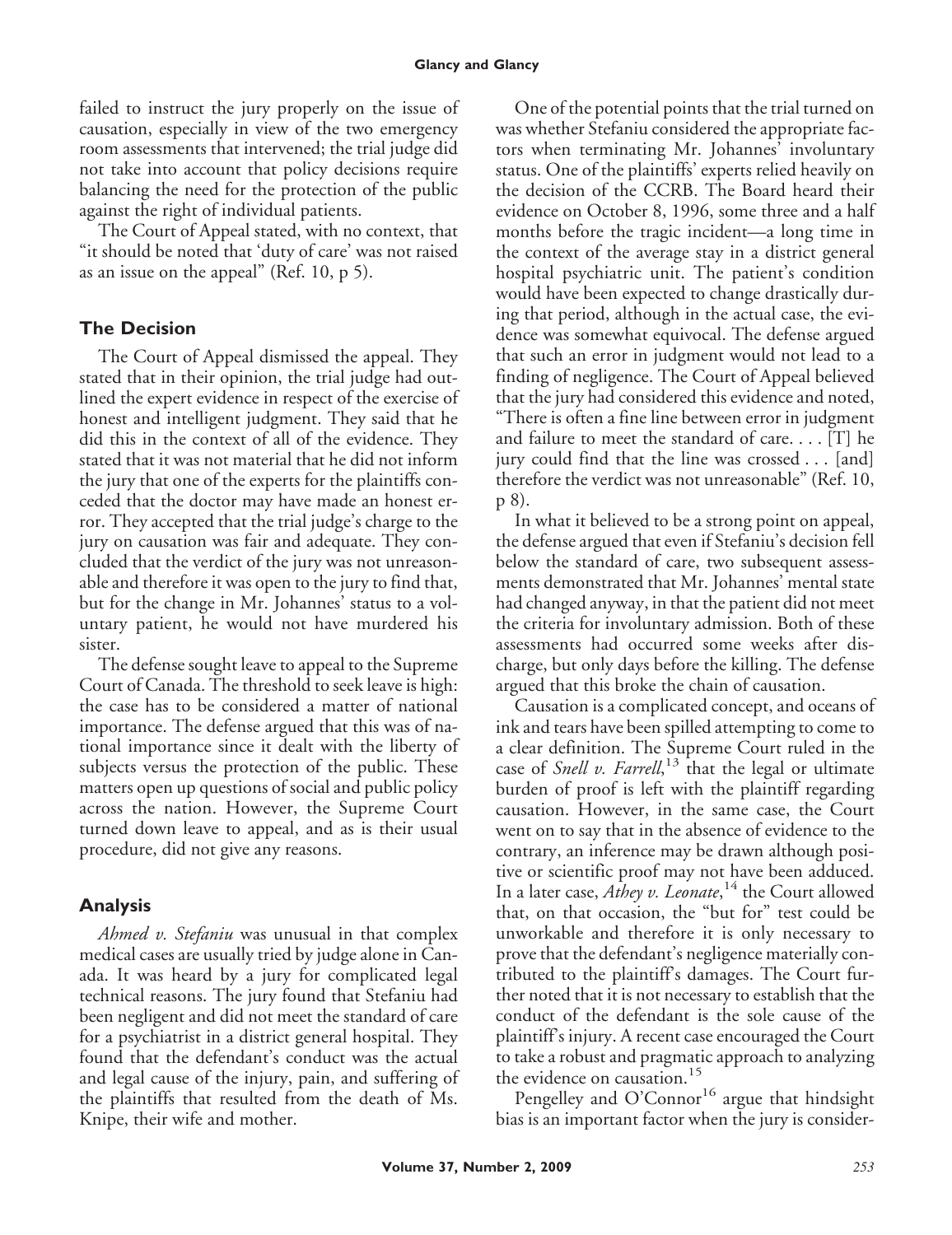failed to instruct the jury properly on the issue of causation, especially in view of the two emergency room assessments that intervened; the trial judge did not take into account that policy decisions require balancing the need for the protection of the public against the right of individual patients.

The Court of Appeal stated, with no context, that "it should be noted that 'duty of care' was not raised as an issue on the appeal" (Ref. 10, p 5).

## The Decision

The Court of Appeal dismissed the appeal. They stated that in their opinion, the trial judge had outlined the expert evidence in respect of the exercise of honest and intelligent judgment. They said that he did this in the context of all of the evidence. They stated that it was not material that he did not inform the jury that one of the experts for the plaintiffs conceded that the doctor may have made an honest error. They accepted that the trial judge's charge to the jury on causation was fair and adequate. They concluded that the verdict of the jury was not unreasonable and therefore it was open to the jury to find that, but for the change in Mr. Johannes' status to a voluntary patient, he would not have murdered his sister.

The defense sought leave to appeal to the Supreme Court of Canada. The threshold to seek leave is high: the case has to be considered a matter of national importance. The defense argued that this was of national importance since it dealt with the liberty of subjects versus the protection of the public. These matters open up questions of social and public policy across the nation. However, the Supreme Court turned down leave to appeal, and as is their usual procedure, did not give any reasons.

## Analysis

*Ahmed v. Stefaniu* was unusual in that complex medical cases are usually tried by judge alone in Canada. It was heard by a jury for complicated legal technical reasons. The jury found that Stefaniu had been negligent and did not meet the standard of care for a psychiatrist in a district general hospital. They found that the defendant's conduct was the actual and legal cause of the injury, pain, and suffering of the plaintiffs that resulted from the death of Ms. Knipe, their wife and mother.

One of the potential points that the trial turned on was whether Stefaniu considered the appropriate factors when terminating Mr. Johannes' involuntary status. One of the plaintiffs' experts relied heavily on the decision of the CCRB. The Board heard their evidence on October 8, 1996, some three and a half months before the tragic incident—a long time in the context of the average stay in a district general hospital psychiatric unit. The patient's condition would have been expected to change drastically during that period, although in the actual case, the evidence was somewhat equivocal. The defense argued that such an error in judgment would not lead to a finding of negligence. The Court of Appeal believed that the jury had considered this evidence and noted, "There is often a fine line between error in judgment and failure to meet the standard of care. . . . [T] he jury could find that the line was crossed . . . [and] therefore the verdict was not unreasonable" (Ref. 10, p 8).

In what it believed to be a strong point on appeal, the defense argued that even if Stefaniu's decision fell below the standard of care, two subsequent assessments demonstrated that Mr. Johannes' mental state had changed anyway, in that the patient did not meet the criteria for involuntary admission. Both of these assessments had occurred some weeks after discharge, but only days before the killing. The defense argued that this broke the chain of causation.

Causation is a complicated concept, and oceans of ink and tears have been spilled attempting to come to a clear definition. The Supreme Court ruled in the case of *Snell v. Farrell*,[13] that the legal or ultimate burden of proof is left with the plaintiff regarding causation. However, in the same case, the Court went on to say that in the absence of evidence to the contrary, an inference may be drawn although positive or scientific proof may not have been adduced. In a later case, *Athey v. Leonate*,[14] the Court allowed that, on that occasion, the "but for" test could be unworkable and therefore it is only necessary to prove that the defendant's negligence materially contributed to the plaintiff's damages. The Court further noted that it is not necessary to establish that the conduct of the defendant is the sole cause of the plaintiff's injury. A recent case encouraged the Court to take a robust and pragmatic approach to analyzing the evidence on causation.[15]

Pengelley and O'Connor[16] argue that hindsight bias is an important factor when the jury is consider-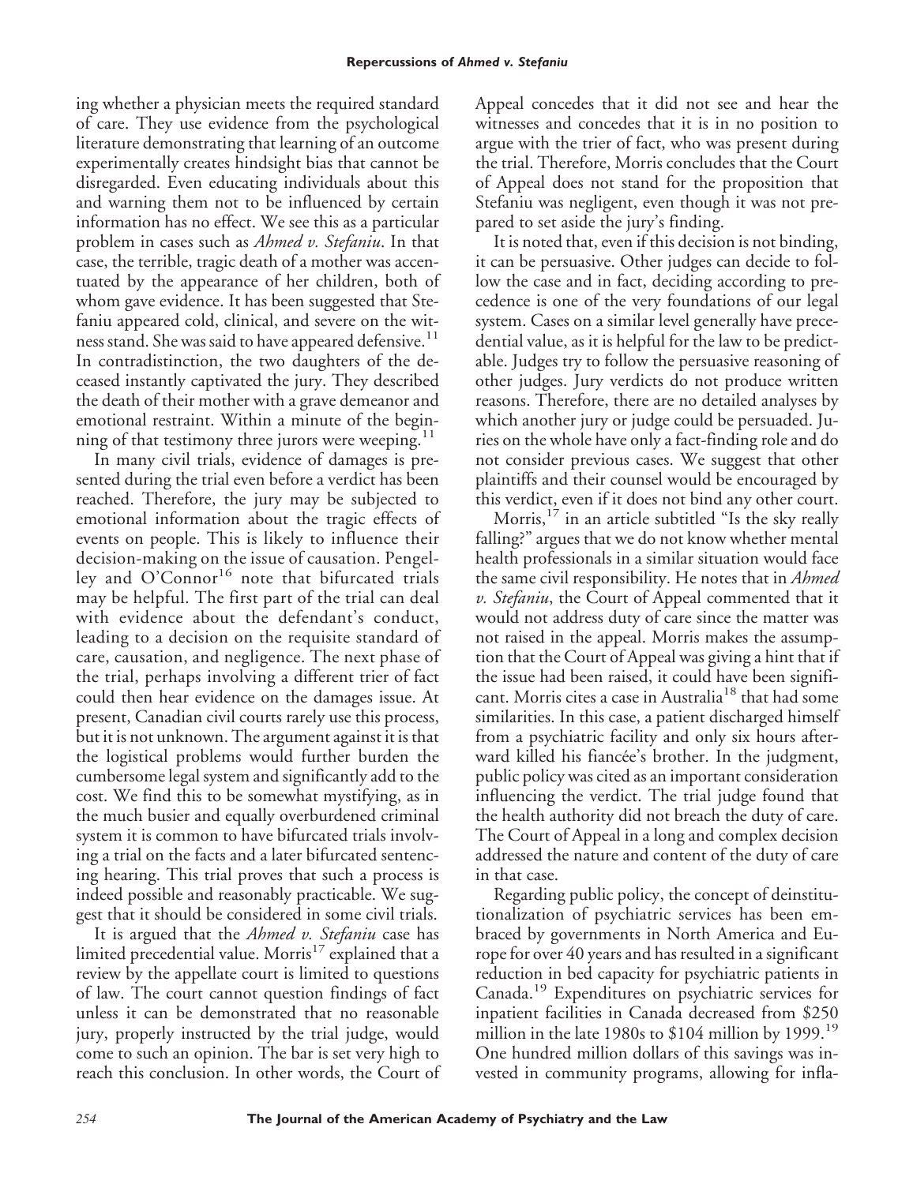ing whether a physician meets the required standard of care. They use evidence from the psychological literature demonstrating that learning of an outcome experimentally creates hindsight bias that cannot be disregarded. Even educating individuals about this and warning them not to be influenced by certain information has no effect. We see this as a particular problem in cases such as *Ahmed v. Stefaniu*. In that case, the terrible, tragic death of a mother was accentuated by the appearance of her children, both of whom gave evidence. It has been suggested that Stefaniu appeared cold, clinical, and severe on the witness stand. She was said to have appeared defensive.[11] In contradistinction, the two daughters of the deceased instantly captivated the jury. They described the death of their mother with a grave demeanor and emotional restraint. Within a minute of the beginning of that testimony three jurors were weeping.[11]

In many civil trials, evidence of damages is presented during the trial even before a verdict has been reached. Therefore, the jury may be subjected to emotional information about the tragic effects of events on people. This is likely to influence their decision-making on the issue of causation. Pengelley and O'Connor[16] note that bifurcated trials may be helpful. The first part of the trial can deal with evidence about the defendant's conduct, leading to a decision on the requisite standard of care, causation, and negligence. The next phase of the trial, perhaps involving a different trier of fact could then hear evidence on the damages issue. At present, Canadian civil courts rarely use this process, but it is not unknown. The argument against it is that the logistical problems would further burden the cumbersome legal system and significantly add to the cost. We find this to be somewhat mystifying, as in the much busier and equally overburdened criminal system it is common to have bifurcated trials involving a trial on the facts and a later bifurcated sentencing hearing. This trial proves that such a process is indeed possible and reasonably practicable. We suggest that it should be considered in some civil trials.

It is argued that the *Ahmed v. Stefaniu* case has limited precedential value. Morris[17] explained that a review by the appellate court is limited to questions of law. The court cannot question findings of fact unless it can be demonstrated that no reasonable jury, properly instructed by the trial judge, would come to such an opinion. The bar is set very high to reach this conclusion. In other words, the Court of Appeal concedes that it did not see and hear the witnesses and concedes that it is in no position to argue with the trier of fact, who was present during the trial. Therefore, Morris concludes that the Court of Appeal does not stand for the proposition that Stefaniu was negligent, even though it was not prepared to set aside the jury's finding.

It is noted that, even if this decision is not binding, it can be persuasive. Other judges can decide to follow the case and in fact, deciding according to precedence is one of the very foundations of our legal system. Cases on a similar level generally have precedential value, as it is helpful for the law to be predictable. Judges try to follow the persuasive reasoning of other judges. Jury verdicts do not produce written reasons. Therefore, there are no detailed analyses by which another jury or judge could be persuaded. Juries on the whole have only a fact-finding role and do not consider previous cases. We suggest that other plaintiffs and their counsel would be encouraged by this verdict, even if it does not bind any other court.

Morris,[17] in an article subtitled "Is the sky really falling?" argues that we do not know whether mental health professionals in a similar situation would face the same civil responsibility. He notes that in *Ahmed v. Stefaniu*, the Court of Appeal commented that it would not address duty of care since the matter was not raised in the appeal. Morris makes the assumption that the Court of Appeal was giving a hint that if the issue had been raised, it could have been significant. Morris cites a case in Australia[18] that had some similarities. In this case, a patient discharged himself from a psychiatric facility and only six hours afterward killed his fiancée's brother. In the judgment, public policy was cited as an important consideration influencing the verdict. The trial judge found that the health authority did not breach the duty of care. The Court of Appeal in a long and complex decision addressed the nature and content of the duty of care in that case.

Regarding public policy, the concept of deinstitutionalization of psychiatric services has been embraced by governments in North America and Europe for over 40 years and has resulted in a significant reduction in bed capacity for psychiatric patients in Canada.[19] Expenditures on psychiatric services for inpatient facilities in Canada decreased from $250 million in the late 1980s to $104 million by 1999.[19] One hundred million dollars of this savings was invested in community programs, allowing for infla-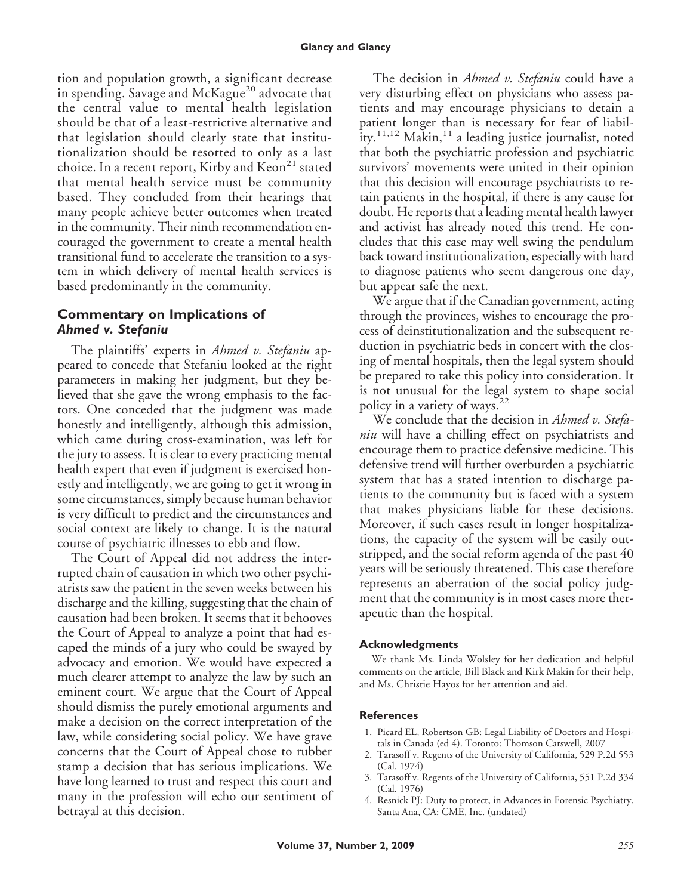tion and population growth, a significant decrease in spending. Savage and McKague[20] advocate that the central value to mental health legislation should be that of a least-restrictive alternative and that legislation should clearly state that institutionalization should be resorted to only as a last choice. In a recent report, Kirby and Keon[21] stated that mental health service must be community based. They concluded from their hearings that many people achieve better outcomes when treated in the community. Their ninth recommendation encouraged the government to create a mental health transitional fund to accelerate the transition to a system in which delivery of mental health services is based predominantly in the community.

## Commentary on Implications of *Ahmed v. Stefaniu*

The plaintiffs' experts in *Ahmed v. Stefaniu* appeared to concede that Stefaniu looked at the right parameters in making her judgment, but they believed that she gave the wrong emphasis to the factors. One conceded that the judgment was made honestly and intelligently, although this admission, which came during cross-examination, was left for the jury to assess. It is clear to every practicing mental health expert that even if judgment is exercised honestly and intelligently, we are going to get it wrong in some circumstances, simply because human behavior is very difficult to predict and the circumstances and social context are likely to change. It is the natural course of psychiatric illnesses to ebb and flow.

The Court of Appeal did not address the interrupted chain of causation in which two other psychiatrists saw the patient in the seven weeks between his discharge and the killing, suggesting that the chain of causation had been broken. It seems that it behooves the Court of Appeal to analyze a point that had escaped the minds of a jury who could be swayed by advocacy and emotion. We would have expected a much clearer attempt to analyze the law by such an eminent court. We argue that the Court of Appeal should dismiss the purely emotional arguments and make a decision on the correct interpretation of the law, while considering social policy. We have grave concerns that the Court of Appeal chose to rubber stamp a decision that has serious implications. We have long learned to trust and respect this court and many in the profession will echo our sentiment of betrayal at this decision.

The decision in *Ahmed v. Stefaniu* could have a very disturbing effect on physicians who assess patients and may encourage physicians to detain a patient longer than is necessary for fear of liability.[11,12] Makin,[11] a leading justice journalist, noted that both the psychiatric profession and psychiatric survivors' movements were united in their opinion that this decision will encourage psychiatrists to retain patients in the hospital, if there is any cause for doubt. He reports that a leading mental health lawyer and activist has already noted this trend. He concludes that this case may well swing the pendulum back toward institutionalization, especially with hard to diagnose patients who seem dangerous one day, but appear safe the next.

We argue that if the Canadian government, acting through the provinces, wishes to encourage the process of deinstitutionalization and the subsequent reduction in psychiatric beds in concert with the closing of mental hospitals, then the legal system should be prepared to take this policy into consideration. It is not unusual for the legal system to shape social policy in a variety of ways.[22]

We conclude that the decision in *Ahmed v. Stefaniu* will have a chilling effect on psychiatrists and encourage them to practice defensive medicine. This defensive trend will further overburden a psychiatric system that has a stated intention to discharge patients to the community but is faced with a system that makes physicians liable for these decisions. Moreover, if such cases result in longer hospitalizations, the capacity of the system will be easily outstripped, and the social reform agenda of the past 40 years will be seriously threatened. This case therefore represents an aberration of the social policy judgment that the community is in most cases more therapeutic than the hospital.

#### Acknowledgments

We thank Ms. Linda Wolsley for her dedication and helpful comments on the article, Bill Black and Kirk Makin for their help, and Ms. Christie Hayos for her attention and aid.

#### References

1. Picard EL, Robertson GB: Legal Liability of Doctors and Hospitals in Canada (ed 4). Toronto: Thomson Carswell, 2007
2. Tarasoff v. Regents of the University of California, 529 P.2d 553 (Cal. 1974)
3. Tarasoff v. Regents of the University of California, 551 P.2d 334 (Cal. 1976)
4. Resnick PJ: Duty to protect, in Advances in Forensic Psychiatry. Santa Ana, CA: CME, Inc. (undated)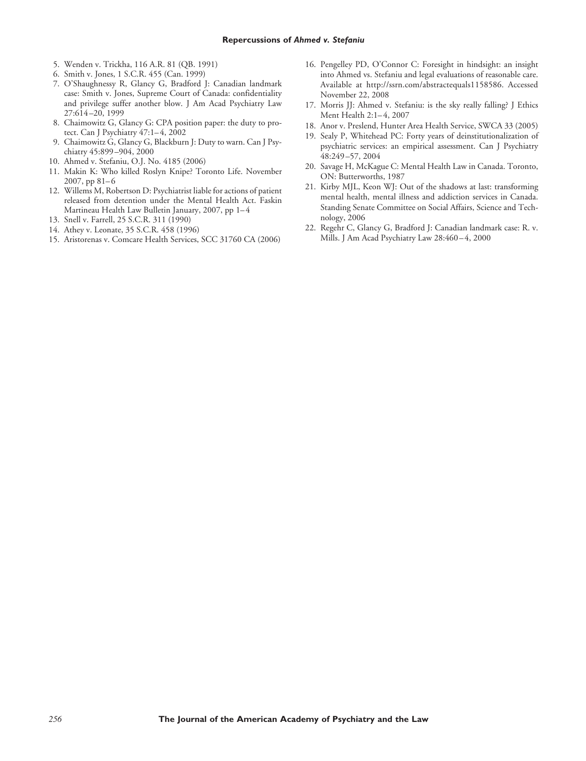5. Wenden v. Trickha, 116 A.R. 81 (QB. 1991)
6. Smith v. Jones, 1 S.C.R. 455 (Can. 1999)
7. O'Shaughnessy R, Glancy G, Bradford J: Canadian landmark case: Smith v. Jones, Supreme Court of Canada: confidentiality and privilege suffer another blow. J Am Acad Psychiatry Law 27:614–20, 1999
8. Chaimowitz G, Glancy G: CPA position paper: the duty to protect. Can J Psychiatry 47:1–4, 2002
9. Chaimowitz G, Glancy G, Blackburn J: Duty to warn. Can J Psychiatry 45:899–904, 2000
10. Ahmed v. Stefaniu, O.J. No. 4185 (2006)
11. Makin K: Who killed Roslyn Knipe? Toronto Life. November 2007, pp 81–6
12. Willems M, Robertson D: Psychiatrist liable for actions of patient released from detention under the Mental Health Act. Faskin Martineau Health Law Bulletin January, 2007, pp 1–4
13. Snell v. Farrell, 25 S.C.R. 311 (1990)
14. Athey v. Leonate, 35 S.C.R. 458 (1996)
15. Aristorenas v. Comcare Health Services, SCC 31760 CA (2006)
16. Pengelley PD, O'Connor C: Foresight in hindsight: an insight into Ahmed vs. Stefaniu and legal evaluations of reasonable care. Available at http://ssrn.com/abstractequals1158586. Accessed November 22, 2008
17. Morris JJ: Ahmed v. Stefaniu: is the sky really falling? J Ethics Ment Health 2:1–4, 2007
18. Anor v. Preslend, Hunter Area Health Service, SWCA 33 (2005)
19. Sealy P, Whitehead PC: Forty years of deinstitutionalization of psychiatric services: an empirical assessment. Can J Psychiatry 48:249–57, 2004
20. Savage H, McKague C: Mental Health Law in Canada. Toronto, ON: Butterworths, 1987
21. Kirby MJL, Keon WJ: Out of the shadows at last: transforming mental health, mental illness and addiction services in Canada. Standing Senate Committee on Social Affairs, Science and Technology, 2006
22. Regehr C, Glancy G, Bradford J: Canadian landmark case: R. v. Mills. J Am Acad Psychiatry Law 28:460–4, 2000